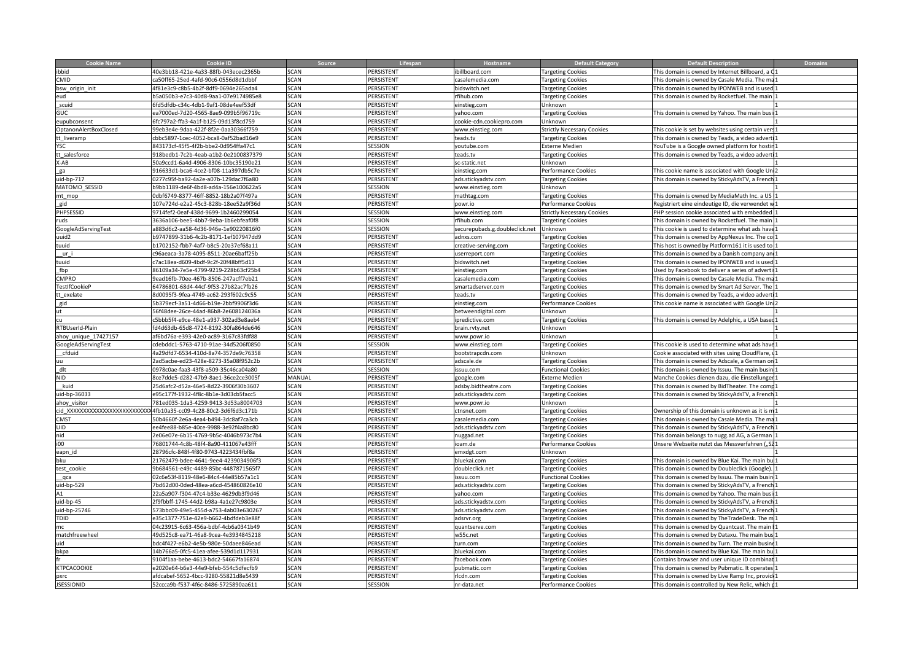| Cookie Name | Cookie ID | Source | Lifespan | Hostname | Default Category | Default Description | Domains |
|---|---|---|---|---|---|---|---|
| ibbid | 40e3bb18-421e-4a33-88fb-043ecec2365b | SCAN | PERSISTENT | ibillboard.com | Targeting Cookies | This domain is owned by Internet Billboard, a C | 1 |
| CMID | ca50ff65-25ed-4afd-90c6-0556d8d1dbbf | SCAN | PERSISTENT | casalemedia.com | Targeting Cookies | This domain is owned by Casale Media. The ma | 1 |
| bsw_origin_init | 4f81e3c9-c8b5-4b2f-8df9-0694e265ada4 | SCAN | PERSISTENT | bidswitch.net | Targeting Cookies | This domain is owned by IPONWEB and is used | 1 |
| eud | b5a050b3-e7c3-40d8-9aa1-07e9174985e8 | SCAN | PERSISTENT | rfihub.com | Targeting Cookies | This domain is owned by Rocketfuel. The main | 1 |
| _scuid | 6fd5dfdb-c34c-4db1-9af1-08de4eef53df | SCAN | PERSISTENT | einstieg.com | Unknown | | 1 |
| GUC | ea7000ed-7d20-4565-8ae9-099b5f96719c | SCAN | PERSISTENT | yahoo.com | Targeting Cookies | This domain is owned by Yahoo. The main busi | 1 |
| eupubconsent | 6fc797a2-ffa3-4a1f-b125-09d13f8cd759 | SCAN | PERSISTENT | cookie-cdn.cookiepro.com | Unknown | | 1 |
| OptanonAlertBoxClosed | 99eb3e4e-9daa-422f-8f2e-0aa30366f759 | SCAN | PERSISTENT | www.einstieg.com | Strictly Necessary Cookies | This cookie is set by websites using certain vers | 1 |
| tt_liveramp | cbbc5897-1cec-4052-bca8-0af52bad16e9 | SCAN | PERSISTENT | teads.tv | Targeting Cookies | This domain is owned by Teads, a video advert | 1 |
| YSC | 843173cf-45f5-4f2b-bbe2-0d954ffa47c1 | SCAN | SESSION | youtube.com | Externe Medien | YouTube is a Google owned platform for hostin | 1 |
| tt_salesforce | 918bedb1-7c2b-4eab-a1b2-0e2100837379 | SCAN | PERSISTENT | teads.tv | Targeting Cookies | This domain is owned by Teads, a video advert | 1 |
| X-AB | 50a9ccd1-6a4d-4906-8306-10bc35190e21 | SCAN | PERSISTENT | sc-static.net | Unknown | | 1 |
| _ga | 916633d1-bca6-4ce2-bf08-11a397db5c7e | SCAN | PERSISTENT | einstieg.com | Performance Cookies | This cookie name is associated with Google Un | 2 |
| uid-bp-717 | 0277c95f-ba92-4a2e-a07b-129dac7f6a80 | SCAN | PERSISTENT | ads.stickyadstv.com | Targeting Cookies | This domain is owned by StickyAdsTV, a French | 1 |
| MATOMO_SESSID | b9bb1189-de6f-4bd8-ad4a-156e100622a5 | SCAN | SESSION | www.einstieg.com | Unknown | | 1 |
| mt_mop | 0dbf6749-8377-46ff-8852-18b2a07f497a | SCAN | PERSISTENT | mathtag.com | Targeting Cookies | This domain is owned by MediaMath Inc. a US | 1 |
| _gid | 107e724d-e2a2-45c3-828b-18ee52a9f36d | SCAN | PERSISTENT | powr.io | Performance Cookies | Registriert eine eindeutige ID, die verwendet w | 1 |
| PHPSESSID | 9714fef2-0eaf-438d-9699-1b2460299054 | SCAN | SESSION | www.einstieg.com | Strictly Necessary Cookies | PHP session cookie associated with embedded | 1 |
| ruds | 3636a106-bee5-4bb7-9eba-1b6ebfeaf0f8 | SCAN | SESSION | rfihub.com | Targeting Cookies | This domain is owned by Rocketfuel. The main | 1 |
| GoogleAdServingTest | a883d6c2-aa58-4d36-946e-1e90220816f0 | SCAN | SESSION | securepubads.g.doubleclick.net | Unknown | This cookie is used to determine what ads have | 1 |
| uuid2 | b9747899-31b6-4c2b-8171-1ef107947dd9 | SCAN | PERSISTENT | adnxs.com | Targeting Cookies | This domain is owned by AppNexus Inc. The co | 1 |
| tuuid | b1702152-fbb7-4af7-b8c5-20a37ef68a11 | SCAN | PERSISTENT | creative-serving.com | Targeting Cookies | This host is owned by Platform161 it is used to | 1 |
| __ur_i | c96aeaca-3a78-4095-8511-20ae6baff25b | SCAN | PERSISTENT | userreport.com | Targeting Cookies | This domain is owned by a Danish company an | 1 |
| tuuid | c7ac18ea-d609-4bdf-9c2f-20f48bff5d13 | SCAN | PERSISTENT | bidswitch.net | Targeting Cookies | This domain is owned by IPONWEB and is used | 1 |
| _fbp | 86109a34-7e5e-4799-9219-228b63cf25b4 | SCAN | PERSISTENT | einstieg.com | Targeting Cookies | Used by Facebook to deliver a series of adverti | 1 |
| CMPRO | 9ead16fb-70ee-467b-8506-247acff7eb21 | SCAN | PERSISTENT | casalemedia.com | Targeting Cookies | This domain is owned by Casale Media. The ma | 1 |
| TestIfCookieP | 64786801-68d4-4cf7-9f53-27b82ac7fb26 | SCAN | PERSISTENT | smartadserver.com | Targeting Cookies | This domain is owned by Smart Ad Server. The | 1 |
| tt_exelate | 8d0095f3-9fea-4749-ac62-293f602c9c55 | SCAN | PERSISTENT | teads.tv | Targeting Cookies | This domain is owned by Teads, a video advert | 1 |
| _gid | 5b379ecf-3a51-4d66-b19e-2bbf9906f3d6 | SCAN | PERSISTENT | einstieg.com | Performance Cookies | This cookie name is associated with Google Un | 2 |
| ut | 56f48dee-26ce-44ad-86b8-2e608124036a | SCAN | PERSISTENT | betweendigital.com | Unknown | | 1 |
| cu | c5bbb5f4-e9ce-48e1-a937-302ad3e8aeb4 | SCAN | PERSISTENT | ipredictive.com | Targeting Cookies | This domain is owned by Adelphic, a USA based | 1 |
| RTBUserId-Plain | fd4d63db-65d8-4724-8192-30fa864de646 | SCAN | PERSISTENT | brain.rvty.net | Unknown | | 1 |
| ahoy_unique_17427157 | af6bd76a-e393-42e0-ac89-3167c83fdf88 | SCAN | PERSISTENT | www.powr.io | Unknown | | 1 |
| GoogleAdServingTest | cdebddc1-5763-4710-91ae-34d5206f0850 | SCAN | SESSION | www.einstieg.com | Targeting Cookies | This cookie is used to determine what ads have | 1 |
| __cfduid | 4a29dfd7-6534-410d-8a74-357de9c76358 | SCAN | PERSISTENT | bootstrapcdn.com | Unknown | Cookie associated with sites using CloudFlare, u | 1 |
| uu | 2ad5acbe-ed23-428e-8273-35a08f952c2b | SCAN | PERSISTENT | adscale.de | Targeting Cookies | This domain is owned by Adscale, a German on | 1 |
| _dlt | 0978c0ae-faa3-43f8-a509-35c46ca04a80 | SCAN | SESSION | issuu.com | Functional Cookies | This domain is owned by Issuu. The main busin | 1 |
| NID | 8ce7dde5-d282-47b9-8ae1-36ce2ce3005f | MANUAL | PERSISTENT | google.com | Externe Medien | Manche Cookies dienen dazu, die Einstellunger | 1 |
| __kuid | 25d6afc2-d52a-46e5-8d22-3906f30b3607 | SCAN | PERSISTENT | adsby.bidtheatre.com | Targeting Cookies | This domain is owned by BidTheater. The comp | 1 |
| uid-bp-36033 | e95c177f-1932-4f8c-8b1e-3d03cb5facc5 | SCAN | PERSISTENT | ads.stickyadstv.com | Targeting Cookies | This domain is owned by StickyAdsTV, a French | 1 |
| ahoy_visitor | 781ed035-1da3-4259-9413-3d53a8004703 | SCAN | PERSISTENT | www.powr.io | Unknown | | 1 |
| cid_XXXXXXXXXXXXXXXXXXXXXXXXXX | 4fb10a35-cc09-4c28-80c2-3d6f6d3c171b | SCAN | PERSISTENT | ctnsnet.com | Targeting Cookies | Ownership of this domain is unknown as it is m | 1 |
| CMST | 50b4660f-2e6a-4ea4-b494-3dc8af7ca3cb | SCAN | PERSISTENT | casalemedia.com | Targeting Cookies | This domain is owned by Casale Media. The ma | 1 |
| UID | ee4fee88-b85e-40ce-9988-3e92f4a8bc80 | SCAN | PERSISTENT | ads.stickyadstv.com | Targeting Cookies | This domain is owned by StickyAdsTV, a French | 1 |
| nid | 2e06e07e-6b15-4769-9b5c-4046b973c7b4 | SCAN | PERSISTENT | nuggad.net | Targeting Cookies | This domain belongs to nugg.ad AG, a German | 1 |
| i00 | 76801744-4c8b-48f4-8a90-411067e43fff | SCAN | PERSISTENT | ioam.de | Performance Cookies | Unsere Webseite nutzt das Messverfahren („SZ | 1 |
| eapn_id | 28796cfc-848f-4f80-9743-4223434fbf8a | SCAN | PERSISTENT | emxdgt.com | Unknown | | 1 |
| bku | 21762479-bdee-4641-9ee4-4239034906f3 | SCAN | PERSISTENT | bluekai.com | Targeting Cookies | This domain is owned by Blue Kai. The main bu | 1 |
| test_cookie | 9b684561-e49c-4489-85bc-4487871565f7 | SCAN | PERSISTENT | doubleclick.net | Targeting Cookies | This domain is owned by Doubleclick (Google). | 1 |
| __qca | 02c6e53f-8119-48e6-84c4-44e85b57a1c1 | SCAN | PERSISTENT | issuu.com | Functional Cookies | This domain is owned by Issuu. The main busin | 1 |
| uid-bp-529 | 7bd62d00-0ded-48ea-a6cd-454860826e10 | SCAN | PERSISTENT | ads.stickyadstv.com | Targeting Cookies | This domain is owned by StickyAdsTV, a French | 1 |
| A1 | 22a5a907-f304-47c4-b33e-4629db3f9d46 | SCAN | PERSISTENT | yahoo.com | Targeting Cookies | This domain is owned by Yahoo. The main busi | 1 |
| uid-bp-45 | 2f9fbbff-1745-44d2-b98a-4a1e27c9803e | SCAN | PERSISTENT | ads.stickyadstv.com | Targeting Cookies | This domain is owned by StickyAdsTV, a French | 1 |
| uid-bp-25746 | 573bbc09-49e5-455d-a753-4ab03e630267 | SCAN | PERSISTENT | ads.stickyadstv.com | Targeting Cookies | This domain is owned by StickyAdsTV, a French | 1 |
| TDID | e35c1377-751e-42e9-b662-4bdfdeb3e88f | SCAN | PERSISTENT | adsrvr.org | Targeting Cookies | This domain is owned by TheTradeDesk. The m | 1 |
| mc | 04c23915-6c63-456a-bdbf-4cb6a0341b49 | SCAN | PERSISTENT | quantserve.com | Targeting Cookies | This domain is owned by Quantcast. The main | 1 |
| matchfreewheel | 49d525c8-ea71-46a8-9cea-4e3934845218 | SCAN | PERSISTENT | w55c.net | Targeting Cookies | This domain is owned by Dataxu. The main bus | 1 |
| uid | bdc4f427-e6b2-4e5b-980e-50daee846ead | SCAN | PERSISTENT | turn.com | Targeting Cookies | This domain is owned by Turn. The main busine | 1 |
| bkpa | 14b766a5-0fc5-41ea-afee-539d1d117931 | SCAN | PERSISTENT | bluekai.com | Targeting Cookies | This domain is owned by Blue Kai. The main bu | 1 |
| fr | 9104f1aa-bebe-4613-bdc2-54667fa16874 | SCAN | PERSISTENT | facebook.com | Targeting Cookies | Contains browser and user unique ID combinat | 1 |
| KTPCACOOKIE | e2020e64-b6e3-44e9-bfeb-554c5dfecfb9 | SCAN | PERSISTENT | pubmatic.com | Targeting Cookies | This domain is owned by Pubmatic. It operates | 1 |
| pxrc | afdcabef-5652-4bcc-9280-55821d8e5439 | SCAN | PERSISTENT | rlcdn.com | Targeting Cookies | This domain is owned by Live Ramp Inc, provid | 1 |
| JSESSIONID | 52ccca9b-f537-4f6c-8486-5725890aa611 | SCAN | SESSION | nr-data.net | Performance Cookies | This domain is controlled by New Relic, which p | 1 |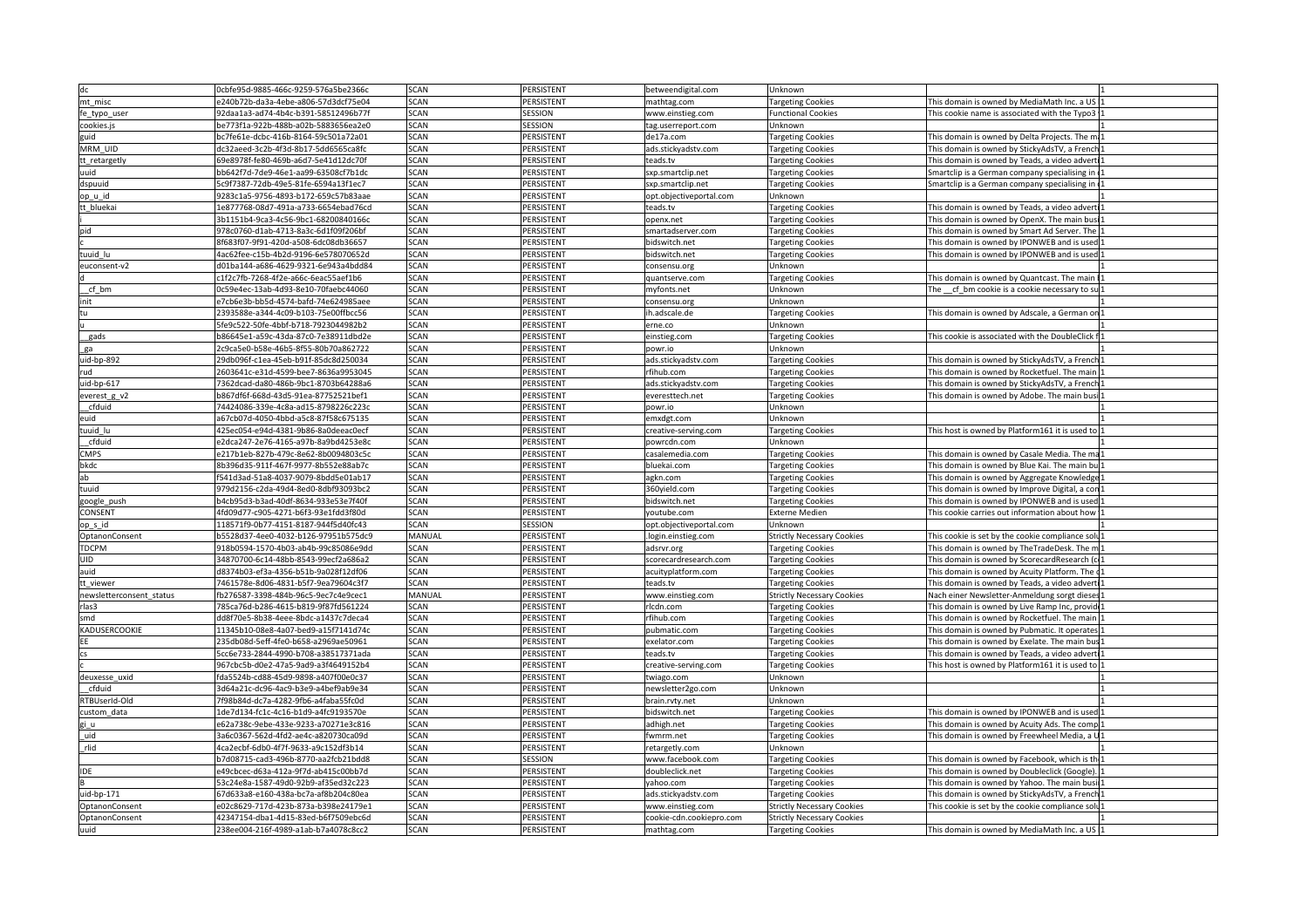| | | | | | | | |
|---|---|---|---|---|---|---|---|
| dc | 0cbfe95d-9885-466c-9259-576a5be2366c | SCAN | PERSISTENT | betweendigital.com | Unknown | | 1 |
| mt_misc | e240b72b-da3a-4ebe-a806-57d3dcf75e04 | SCAN | PERSISTENT | mathtag.com | Targeting Cookies | This domain is owned by MediaMath Inc. a US | 1 |
| fe_typo_user | 92daa1a3-ad74-4b4c-b391-58512496b77f | SCAN | SESSION | www.einstieg.com | Functional Cookies | This cookie name is associated with the Typo3 | 1 |
| cookies.js | be773f1a-922b-488b-a02b-5883656ea2e0 | SCAN | SESSION | tag.userreport.com | Unknown | | 1 |
| guid | bc7fe61e-dcbc-416b-8164-59c501a72a01 | SCAN | PERSISTENT | de17a.com | Targeting Cookies | This domain is owned by Delta Projects. The ma | 1 |
| MRM_UID | dc32aeed-3c2b-4f3d-8b17-5dd6565ca8fc | SCAN | PERSISTENT | ads.stickyadstv.com | Targeting Cookies | This domain is owned by StickyAdsTV, a French | 1 |
| tt_retargetly | 69e8978f-fe80-469b-a6d7-5e41d12dc70f | SCAN | PERSISTENT | teads.tv | Targeting Cookies | This domain is owned by Teads, a video adverti | 1 |
| uuid | bb642f7d-7de9-46e1-aa99-63508cf7b1dc | SCAN | PERSISTENT | sxp.smartclip.net | Targeting Cookies | Smartclip is a German company specialising in | 1 |
| dspuuid | 5c9f7387-72db-49e5-81fe-6594a13f1ec7 | SCAN | PERSISTENT | sxp.smartclip.net | Targeting Cookies | Smartclip is a German company specialising in | 1 |
| op_u_id | 9283c1a5-9756-4893-b172-659c57b83aae | SCAN | PERSISTENT | opt.objectiveportal.com | Unknown | | 1 |
| tt_bluekai | 1e877768-08d7-491a-a733-6654ebad76cd | SCAN | PERSISTENT | teads.tv | Targeting Cookies | This domain is owned by Teads, a video adverti | 1 |
| i | 3b1151b4-9ca3-4c56-9bc1-68200840166c | SCAN | PERSISTENT | openx.net | Targeting Cookies | This domain is owned by OpenX. The main busi | 1 |
| pid | 978c0760-d1ab-4713-8a3c-6d1f09f206bf | SCAN | PERSISTENT | smartadserver.com | Targeting Cookies | This domain is owned by Smart Ad Server. The | 1 |
| c | 8f683f07-9f91-420d-a508-6dc08db36657 | SCAN | PERSISTENT | bidswitch.net | Targeting Cookies | This domain is owned by IPONWEB and is used | 1 |
| tuuid_lu | 4ac62fee-c15b-4b2d-9196-6e578070652d | SCAN | PERSISTENT | bidswitch.net | Targeting Cookies | This domain is owned by IPONWEB and is used | 1 |
| euconsent-v2 | d01ba144-a686-4629-9321-6e943a4bdd84 | SCAN | PERSISTENT | consensu.org | Unknown | | 1 |
| d | c1f2c7fb-7268-4f2e-a66c-6eac55aef1b6 | SCAN | PERSISTENT | quantserve.com | Targeting Cookies | This domain is owned by Quantcast. The main | 1 |
| __cf_bm | 0c59e4ec-13ab-4d93-8e10-70faebc44060 | SCAN | PERSISTENT | myfonts.net | Unknown | The __cf_bm cookie is a cookie necessary to su | 1 |
| init | e7cb6e3b-bb5d-4574-bafd-74e624985aee | SCAN | PERSISTENT | consensu.org | Unknown | | 1 |
| tu | 2393588e-a344-4c09-b103-75e00ffbcc56 | SCAN | PERSISTENT | ih.adscale.de | Targeting Cookies | This domain is owned by Adscale, a German on | 1 |
| u | 5fe9c522-50fe-4bbf-b718-7923044982b2 | SCAN | PERSISTENT | erne.co | Unknown | | 1 |
| __gads | b86645e1-a59c-43da-87c0-7e38911dbd2e | SCAN | PERSISTENT | einstieg.com | Targeting Cookies | This cookie is associated with the DoubleClick f | 1 |
| _ga | 2c9ca5e0-b58e-46b5-8f55-80b70a862722 | SCAN | PERSISTENT | powr.io | Unknown | | 1 |
| uid-bp-892 | 29db096f-c1ea-45eb-b91f-85dc8d250034 | SCAN | PERSISTENT | ads.stickyadstv.com | Targeting Cookies | This domain is owned by StickyAdsTV, a French | 1 |
| rud | 2603641c-e31d-4599-bee7-8636a9953045 | SCAN | PERSISTENT | rfihub.com | Targeting Cookies | This domain is owned by Rocketfuel. The main | 1 |
| uid-bp-617 | 7362dcad-da80-486b-9bc1-8703b64288a6 | SCAN | PERSISTENT | ads.stickyadstv.com | Targeting Cookies | This domain is owned by StickyAdsTV, a French | 1 |
| everest_g_v2 | b867df6f-668d-43d5-91ea-87752521bef1 | SCAN | PERSISTENT | everesttech.net | Targeting Cookies | This domain is owned by Adobe. The main busi | 1 |
| __cfduid | 74424086-339e-4c8a-ad15-8798226c223c | SCAN | PERSISTENT | powr.io | Unknown | | 1 |
| euid | a67cb07d-4050-4bbd-a5c8-87f58c675135 | SCAN | PERSISTENT | emxdgt.com | Unknown | | 1 |
| tuuid_lu | 425ec054-e94d-4381-9b86-8a0deeac0ecf | SCAN | PERSISTENT | creative-serving.com | Targeting Cookies | This host is owned by Platform161 it is used to | 1 |
| __cfduid | e2dca247-2e76-4165-a97b-8a9bd4253e8c | SCAN | PERSISTENT | powrcdn.com | Unknown | | 1 |
| CMPS | e217b1eb-827b-479c-8e62-8b0094803c5c | SCAN | PERSISTENT | casalemedia.com | Targeting Cookies | This domain is owned by Casale Media. The ma | 1 |
| bkdc | 8b396d35-911f-467f-9977-8b552e88ab7c | SCAN | PERSISTENT | bluekai.com | Targeting Cookies | This domain is owned by Blue Kai. The main bu | 1 |
| ab | f541d3ad-51a8-4037-9079-8bdd5e01ab17 | SCAN | PERSISTENT | agkn.com | Targeting Cookies | This domain is owned by Aggregate Knowledge | 1 |
| tuuid | 979d2156-c2da-49d4-8ed0-8dbf93093bc2 | SCAN | PERSISTENT | 360yield.com | Targeting Cookies | This domain is owned by Improve Digital, a con | 1 |
| google_push | b4cb95d3-b3ad-40df-8634-933e53e7f40f | SCAN | PERSISTENT | bidswitch.net | Targeting Cookies | This domain is owned by IPONWEB and is used | 1 |
| CONSENT | 4fd09d77-c905-4271-b6f3-93e1fdd3f80d | SCAN | PERSISTENT | youtube.com | Externe Medien | This cookie carries out information about how | 1 |
| op_s_id | 118571f9-0b77-4151-8187-944f5d40fc43 | SCAN | SESSION | opt.objectiveportal.com | Unknown | | 1 |
| OptanonConsent | b5528d37-4ee0-4032-b126-97951b575dc9 | MANUAL | PERSISTENT | .login.einstieg.com | Strictly Necessary Cookies | This cookie is set by the cookie compliance solu | 1 |
| TDCPM | 918b0594-1570-4b03-ab4b-99c85086e9dd | SCAN | PERSISTENT | adsrvr.org | Targeting Cookies | This domain is owned by TheTradeDesk. The m | 1 |
| UID | 34870700-6c14-48bb-8543-99ecf2a686a2 | SCAN | PERSISTENT | scorecardresearch.com | Targeting Cookies | This domain is owned by ScorecardResearch (c | 1 |
| auid | d8374b03-ef3a-4356-b51b-9a028f12df06 | SCAN | PERSISTENT | acuityplatform.com | Targeting Cookies | This domain is owned by Acuity Platform. The d | 1 |
| tt_viewer | 7461578e-8d06-4831-b5f7-9ea79604c3f7 | SCAN | PERSISTENT | teads.tv | Targeting Cookies | This domain is owned by Teads, a video adverti | 1 |
| newsletterconsent_status | fb276587-3398-484b-96c5-9ec7c4e9cec1 | MANUAL | PERSISTENT | www.einstieg.com | Strictly Necessary Cookies | Nach einer Newsletter-Anmeldung sorgt dieses | 1 |
| rlas3 | 785ca76d-b286-4615-b819-9f87fd561224 | SCAN | PERSISTENT | rlcdn.com | Targeting Cookies | This domain is owned by Live Ramp Inc, provid | 1 |
| smd | dd8f70e5-8b38-4eee-8bdc-a1437c7deca4 | SCAN | PERSISTENT | rfihub.com | Targeting Cookies | This domain is owned by Rocketfuel. The main | 1 |
| KADUSERCOOKIE | 11345b10-08e8-4a07-bed9-a15f7141d74c | SCAN | PERSISTENT | pubmatic.com | Targeting Cookies | This domain is owned by Pubmatic. It operates | 1 |
| EE | 235db08d-5eff-4fe0-b658-a2969ae50961 | SCAN | PERSISTENT | exelator.com | Targeting Cookies | This domain is owned by Exelate. The main bus | 1 |
| cs | 5cc6e733-2844-4990-b708-a38517371ada | SCAN | PERSISTENT | teads.tv | Targeting Cookies | This domain is owned by Teads, a video adverti | 1 |
| c | 967cbc5b-d0e2-47a5-9ad9-a3f4649152b4 | SCAN | PERSISTENT | creative-serving.com | Targeting Cookies | This host is owned by Platform161 it is used to | 1 |
| deuxesse_uxid | fda5524b-cd88-45d9-9898-a407f00e0c37 | SCAN | PERSISTENT | twiago.com | Unknown | | 1 |
| __cfduid | 3d64a21c-dc96-4ac9-b3e9-a4bef9ab9e34 | SCAN | PERSISTENT | newsletter2go.com | Unknown | | 1 |
| RTBUserId-Old | 7f98b84d-dc7a-4282-9fb6-a4faba55fc0d | SCAN | PERSISTENT | brain.rvty.net | Unknown | | 1 |
| custom_data | 1de7d134-fc1c-4c16-b1d9-a4fc9193570e | SCAN | PERSISTENT | bidswitch.net | Targeting Cookies | This domain is owned by IPONWEB and is used | 1 |
| gi_u | e62a738c-9ebe-433e-9233-a70271e3c816 | SCAN | PERSISTENT | adhigh.net | Targeting Cookies | This domain is owned by Acuity Ads. The comp | 1 |
| _uid | 3a6c0367-562d-4fd2-ae4c-a820730ca09d | SCAN | PERSISTENT | fwmrm.net | Targeting Cookies | This domain is owned by Freewheel Media, a U | 1 |
| _rlid | 4ca2ecbf-6db0-4f7f-9633-a9c152df3b14 | SCAN | PERSISTENT | retargetly.com | Unknown | | 1 |
| | b7d08715-cad3-496b-8770-aa2fcb21bdd8 | SCAN | SESSION | www.facebook.com | Targeting Cookies | This domain is owned by Facebook, which is th | 1 |
| IDE | e49cbcec-d63a-412a-9f7d-ab415c00bb7d | SCAN | PERSISTENT | doubleclick.net | Targeting Cookies | This domain is owned by Doubleclick (Google). | 1 |
| B | 53c24e8a-1587-49d0-92b9-af35ed32c223 | SCAN | PERSISTENT | yahoo.com | Targeting Cookies | This domain is owned by Yahoo. The main busi | 1 |
| uid-bp-171 | 67d633a8-e160-438a-bc7a-af8b204c80ea | SCAN | PERSISTENT | ads.stickyadstv.com | Targeting Cookies | This domain is owned by StickyAdsTV, a French | 1 |
| OptanonConsent | e02c8629-717d-423b-873a-b398e24179e1 | SCAN | PERSISTENT | www.einstieg.com | Strictly Necessary Cookies | This cookie is set by the cookie compliance solu | 1 |
| OptanonConsent | 42347154-dba1-4d15-83ed-b6f7509ebc6d | SCAN | PERSISTENT | cookie-cdn.cookiepro.com | Strictly Necessary Cookies | | 1 |
| uuid | 238ee004-216f-4989-a1ab-b7a4078c8cc2 | SCAN | PERSISTENT | mathtag.com | Targeting Cookies | This domain is owned by MediaMath Inc. a US | 1 |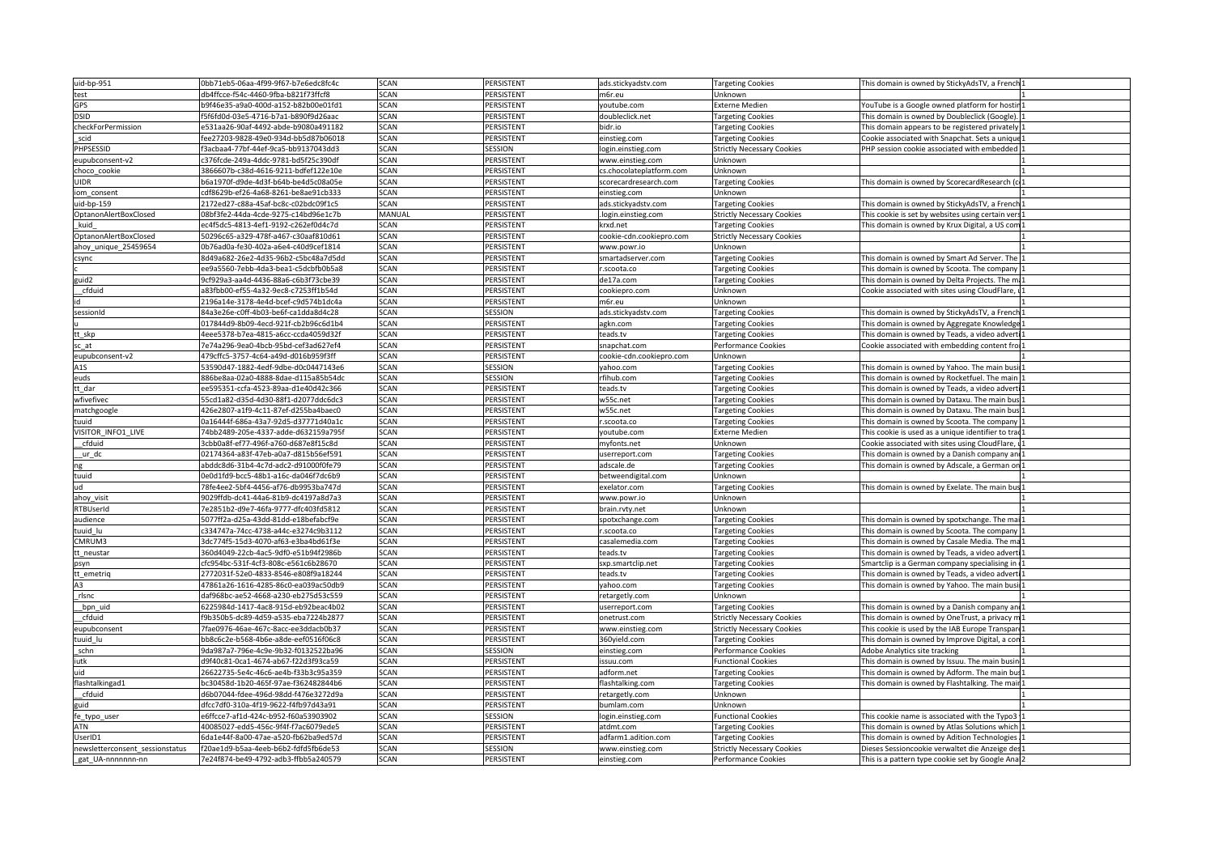| | | | | | | | |
|---|---|---|---|---|---|---|---|
| uid-bp-951 | 0bb71eb5-06aa-4f99-9f67-b7e6edc8fc4c | SCAN | PERSISTENT | ads.stickyadstv.com | Targeting Cookies | This domain is owned by StickyAdsTV, a French | 1 |
| test | db4ffcce-f54c-4460-9fba-b821f73ffcf8 | SCAN | PERSISTENT | m6r.eu | Unknown | | 1 |
| GPS | b9f46e35-a9a0-400d-a152-b82b00e01fd1 | SCAN | PERSISTENT | youtube.com | Externe Medien | YouTube is a Google owned platform for hostin | 1 |
| DSID | f5f6fd0d-03e5-4716-b7a1-b890f9d26aac | SCAN | PERSISTENT | doubleclick.net | Targeting Cookies | This domain is owned by Doubleclick (Google). | 1 |
| checkForPermission | e531aa26-90af-4492-abde-b9080a491182 | SCAN | PERSISTENT | bidr.io | Targeting Cookies | This domain appears to be registered privately | 1 |
| _scid | fee27203-9828-49e0-934d-bb5d87b06018 | SCAN | PERSISTENT | einstieg.com | Targeting Cookies | Cookie associated with Snapchat. Sets a unique | 1 |
| PHPSESSID | f3acbaa4-77bf-44ef-9ca5-bb9137043dd3 | SCAN | SESSION | login.einstieg.com | Strictly Necessary Cookies | PHP session cookie associated with embedded | 1 |
| eupubconsent-v2 | c376fcde-249a-4ddc-9781-bd5f25c390df | SCAN | PERSISTENT | www.einstieg.com | Unknown | | 1 |
| choco_cookie | 3866607b-c38d-4616-9211-bdfef122e10e | SCAN | PERSISTENT | cs.chocolateplatform.com | Unknown | | 1 |
| UIDR | b6a1970f-d9de-4d3f-b64b-be4d5c08a05e | SCAN | PERSISTENT | scorecardresearch.com | Targeting Cookies | This domain is owned by ScorecardResearch (c | 1 |
| iom_consent | cdf8629b-ef26-4a68-8261-be8ae91cb333 | SCAN | PERSISTENT | einstieg.com | Unknown | | 1 |
| uid-bp-159 | 2172ed27-c88a-45af-bc8c-c02bdc09f1c5 | SCAN | PERSISTENT | ads.stickyadstv.com | Targeting Cookies | This domain is owned by StickyAdsTV, a French | 1 |
| OptanonAlertBoxClosed | 08bf3fe2-44da-4cde-9275-c14bd96e1c7b | MANUAL | PERSISTENT | .login.einstieg.com | Strictly Necessary Cookies | This cookie is set by websites using certain vers | 1 |
| _kuid_ | ec4f5dc5-4813-4ef1-9192-c262ef0d4c7d | SCAN | PERSISTENT | krxd.net | Targeting Cookies | This domain is owned by Krux Digital, a US com | 1 |
| OptanonAlertBoxClosed | 50296c65-a329-478f-a467-c30aaf810d61 | SCAN | PERSISTENT | cookie-cdn.cookiepro.com | Strictly Necessary Cookies | | 1 |
| ahoy_unique_25459654 | 0b76ad0a-fe30-402a-a6e4-c40d9cef1814 | SCAN | PERSISTENT | www.powr.io | Unknown | | 1 |
| csync | 8d49a682-26e2-4d35-96b2-c5bc48a7d5dd | SCAN | PERSISTENT | smartadserver.com | Targeting Cookies | This domain is owned by Smart Ad Server. The | 1 |
| c | ee9a5560-7ebb-4da3-bea1-c5dcbfb0b5a8 | SCAN | PERSISTENT | r.scoota.co | Targeting Cookies | This domain is owned by Scoota. The company | 1 |
| guid2 | 9cf929a3-aa4d-4436-88a6-c6b3f73cbe39 | SCAN | PERSISTENT | de17a.com | Targeting Cookies | This domain is owned by Delta Projects. The m | 1 |
| __cfduid | a83fbb00-ef55-4a32-9ec8-c7253ff1b54d | SCAN | PERSISTENT | cookiepro.com | Unknown | Cookie associated with sites using CloudFlare, u | 1 |
| id | 2196a14e-3178-4e4d-bcef-c9d574b1dc4a | SCAN | PERSISTENT | m6r.eu | Unknown | | 1 |
| sessionId | 84a3e26e-c0ff-4b03-be6f-ca1dda8d4c28 | SCAN | SESSION | ads.stickyadstv.com | Targeting Cookies | This domain is owned by StickyAdsTV, a French | 1 |
| u | 017844d9-8b09-4ecd-921f-cb2b96c6d1b4 | SCAN | PERSISTENT | agkn.com | Targeting Cookies | This domain is owned by Aggregate Knowledge | 1 |
| tt_skp | 4eee5378-b7ea-4815-a6cc-ccda4059d32f | SCAN | PERSISTENT | teads.tv | Targeting Cookies | This domain is owned by Teads, a video advert | 1 |
| sc_at | 7e74a296-9ea0-4bcb-95bd-cef3ad627ef4 | SCAN | PERSISTENT | snapchat.com | Performance Cookies | Cookie associated with embedding content fro | 1 |
| eupubconsent-v2 | 479cffc5-3757-4c64-a49d-d016b959f3ff | SCAN | PERSISTENT | cookie-cdn.cookiepro.com | Unknown | | 1 |
| A1S | 53590d47-1882-4edf-9dbe-d0c0447143e6 | SCAN | SESSION | yahoo.com | Targeting Cookies | This domain is owned by Yahoo. The main busi | 1 |
| euds | 886be8aa-02a0-4888-8dae-d115a85b54dc | SCAN | SESSION | rfihub.com | Targeting Cookies | This domain is owned by Rocketfuel. The main | 1 |
| tt_dar | ee595351-ccfa-4523-89aa-d1e40d42c366 | SCAN | PERSISTENT | teads.tv | Targeting Cookies | This domain is owned by Teads, a video advert | 1 |
| wfivefivec | 55cd1a82-d35d-4d30-88f1-d2077ddc6dc3 | SCAN | PERSISTENT | w55c.net | Targeting Cookies | This domain is owned by Dataxu. The main bus | 1 |
| matchgoogle | 426e2807-a1f9-4c11-87ef-d255ba4baec0 | SCAN | PERSISTENT | w55c.net | Targeting Cookies | This domain is owned by Dataxu. The main bus | 1 |
| tuuid | 0a16444f-686a-43a7-92d5-d37771d40a1c | SCAN | PERSISTENT | r.scoota.co | Targeting Cookies | This domain is owned by Scoota. The company | 1 |
| VISITOR_INFO1_LIVE | 74bb2489-205e-4337-adde-d632159a795f | SCAN | PERSISTENT | youtube.com | Externe Medien | This cookie is used as a unique identifier to tra | 1 |
| __cfduid | 3cbb0a8f-ef77-496f-a760-d687e8f15c8d | SCAN | PERSISTENT | myfonts.net | Unknown | Cookie associated with sites using CloudFlare, u | 1 |
| __ur_dc | 02174364-a83f-47eb-a0a7-d815b56ef591 | SCAN | PERSISTENT | userreport.com | Targeting Cookies | This domain is owned by a Danish company and | 1 |
| ng | abddc8d6-31b4-4c7d-adc2-d91000f0fe79 | SCAN | PERSISTENT | adscale.de | Targeting Cookies | This domain is owned by Adscale, a German on | 1 |
| tuuid | 0e0d1fd9-bcc5-48b1-a16c-da046f7dc6b9 | SCAN | PERSISTENT | betweendigital.com | Unknown | | 1 |
| ud | 78fe4ee2-5bf4-4456-af76-db9953ba747d | SCAN | PERSISTENT | exelator.com | Targeting Cookies | This domain is owned by Exelate. The main bus | 1 |
| ahoy_visit | 9029ffdb-dc41-44a6-81b9-dc4197a8d7a3 | SCAN | PERSISTENT | www.powr.io | Unknown | | 1 |
| RTBUserId | 7e2851b2-d9e7-46fa-9777-dfc403fd5812 | SCAN | PERSISTENT | brain.rvty.net | Unknown | | 1 |
| audience | 5077ff2a-d25a-43dd-81dd-e18befabcf9e | SCAN | PERSISTENT | spotxchange.com | Targeting Cookies | This domain is owned by spotxchange. The mai | 1 |
| tuuid_lu | c334747a-74cc-4738-a44c-e3274c9b3112 | SCAN | PERSISTENT | r.scoota.co | Targeting Cookies | This domain is owned by Scoota. The company | 1 |
| CMRUM3 | 3dc774f5-15d3-4070-af63-e3ba4bd61f3e | SCAN | PERSISTENT | casalemedia.com | Targeting Cookies | This domain is owned by Casale Media. The ma | 1 |
| tt_neustar | 360d4049-22cb-4ac5-9df0-e51b94f2986b | SCAN | PERSISTENT | teads.tv | Targeting Cookies | This domain is owned by Teads, a video advert | 1 |
| psyn | cfc954bc-531f-4cf3-808c-e561c6b28670 | SCAN | PERSISTENT | sxp.smartclip.net | Targeting Cookies | Smartclip is a German company specialising in | 1 |
| tt_emetriq | 2772031f-52e0-4833-8546-e808f9a18244 | SCAN | PERSISTENT | teads.tv | Targeting Cookies | This domain is owned by Teads, a video advert | 1 |
| A3 | 47861a26-1616-4285-86c0-ea039ac50db9 | SCAN | PERSISTENT | yahoo.com | Targeting Cookies | This domain is owned by Yahoo. The main busi | 1 |
| _rlsnc | daf968bc-ae52-4668-a230-eb275d53c559 | SCAN | PERSISTENT | retargetly.com | Unknown | | 1 |
| __bpn_uid | 6225984d-1417-4ac8-915d-eb92beac4b02 | SCAN | PERSISTENT | userreport.com | Targeting Cookies | This domain is owned by a Danish company and | 1 |
| __cfduid | f9b350b5-dc89-4d59-a535-eba7224b2877 | SCAN | PERSISTENT | onetrust.com | Strictly Necessary Cookies | This domain is owned by OneTrust, a privacy m | 1 |
| eupubconsent | 7fae0976-46ae-467c-8acc-ee3ddacb0b37 | SCAN | PERSISTENT | www.einstieg.com | Strictly Necessary Cookies | This cookie is used by the IAB Europe Transpare | 1 |
| tuuid_lu | bb8c6c2e-b568-4b6e-a8de-eef0516f06c8 | SCAN | PERSISTENT | 360yield.com | Targeting Cookies | This domain is owned by Improve Digital, a con | 1 |
| _schn | 9da987a7-796e-4c9e-9b32-f0132522ba96 | SCAN | SESSION | einstieg.com | Performance Cookies | Adobe Analytics site tracking | 1 |
| iutk | d9f40c81-0ca1-4674-ab67-f22d3f93ca59 | SCAN | PERSISTENT | issuu.com | Functional Cookies | This domain is owned by Issuu. The main busin | 1 |
| uid | 26622735-5e4c-46c6-ae4b-f33b3c95a359 | SCAN | PERSISTENT | adform.net | Targeting Cookies | This domain is owned by Adform. The main bus | 1 |
| flashtalkingad1 | bc30458d-1b20-465f-97ae-f362482844b6 | SCAN | PERSISTENT | flashtalking.com | Targeting Cookies | This domain is owned by Flashtalking. The main | 1 |
| __cfduid | d6b07044-fdee-496d-98dd-f476e3272d9a | SCAN | PERSISTENT | retargetly.com | Unknown | | 1 |
| guid | dfcc7df0-310a-4f19-9622-f4fb97d43a91 | SCAN | PERSISTENT | bumlam.com | Unknown | | 1 |
| fe_typo_user | e6ffcce7-af1d-424c-b952-f60a53903902 | SCAN | SESSION | login.einstieg.com | Functional Cookies | This cookie name is associated with the Typo3 | 1 |
| ATN | 40085027-edd5-456c-9f4f-f7ac6079ede5 | SCAN | PERSISTENT | atdmt.com | Targeting Cookies | This domain is owned by Atlas Solutions which | 1 |
| UserID1 | 6da1e44f-8a00-47ae-a520-fb62ba9ed57d | SCAN | PERSISTENT | adfarm1.adition.com | Targeting Cookies | This domain is owned by Adition Technologies | 1 |
| newsletterconsent_sessionstatus | f20ae1d9-b5aa-4eeb-b6b2-fdfd5fb6de53 | SCAN | SESSION | www.einstieg.com | Strictly Necessary Cookies | Dieses Sessioncookie verwaltet die Anzeige des | 1 |
| _gat_UA-nnnnnnn-nn | 7e24f874-be49-4792-adb3-ffbb5a240579 | SCAN | PERSISTENT | einstieg.com | Performance Cookies | This is a pattern type cookie set by Google Ana | 2 |